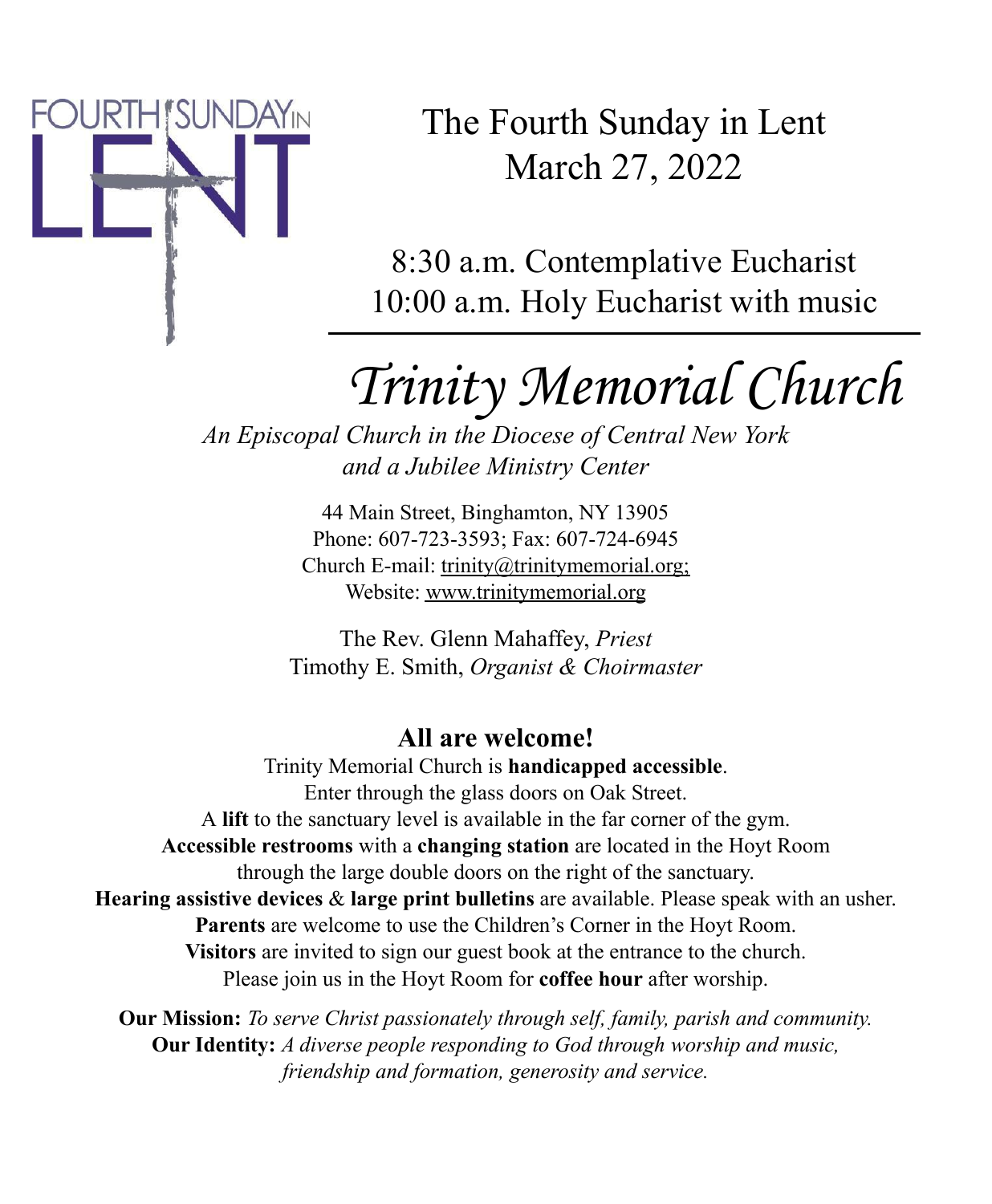# The Fourth Sunday in Lent
## March 27, 2022

8:30 a.m. Contemplative Eucharist
10:00 a.m. Holy Eucharist with music

# *Trinity Memorial Church*

*An Episcopal Church in the Diocese of Central New York*
*and a Jubilee Ministry Center*

44 Main Street, Binghamton, NY 13905
Phone: 607-723-3593; Fax: 607-724-6945
Church E-mail: trinity@trinitymemorial.org;
Website: www.trinitymemorial.org

The Rev. Glenn Mahaffey, *Priest*
Timothy E. Smith, *Organist & Choirmaster*

## All are welcome!

Trinity Memorial Church is **handicapped accessible**.
Enter through the glass doors on Oak Street.
A **lift** to the sanctuary level is available in the far corner of the gym.
**Accessible restrooms** with a **changing station** are located in the Hoyt Room through the large double doors on the right of the sanctuary.
**Hearing assistive devices** & **large print bulletins** are available. Please speak with an usher.
**Parents** are welcome to use the Children's Corner in the Hoyt Room.
**Visitors** are invited to sign our guest book at the entrance to the church.
Please join us in the Hoyt Room for **coffee hour** after worship.

**Our Mission:** *To serve Christ passionately through self, family, parish and community.*
**Our Identity:** *A diverse people responding to God through worship and music, friendship and formation, generosity and service.*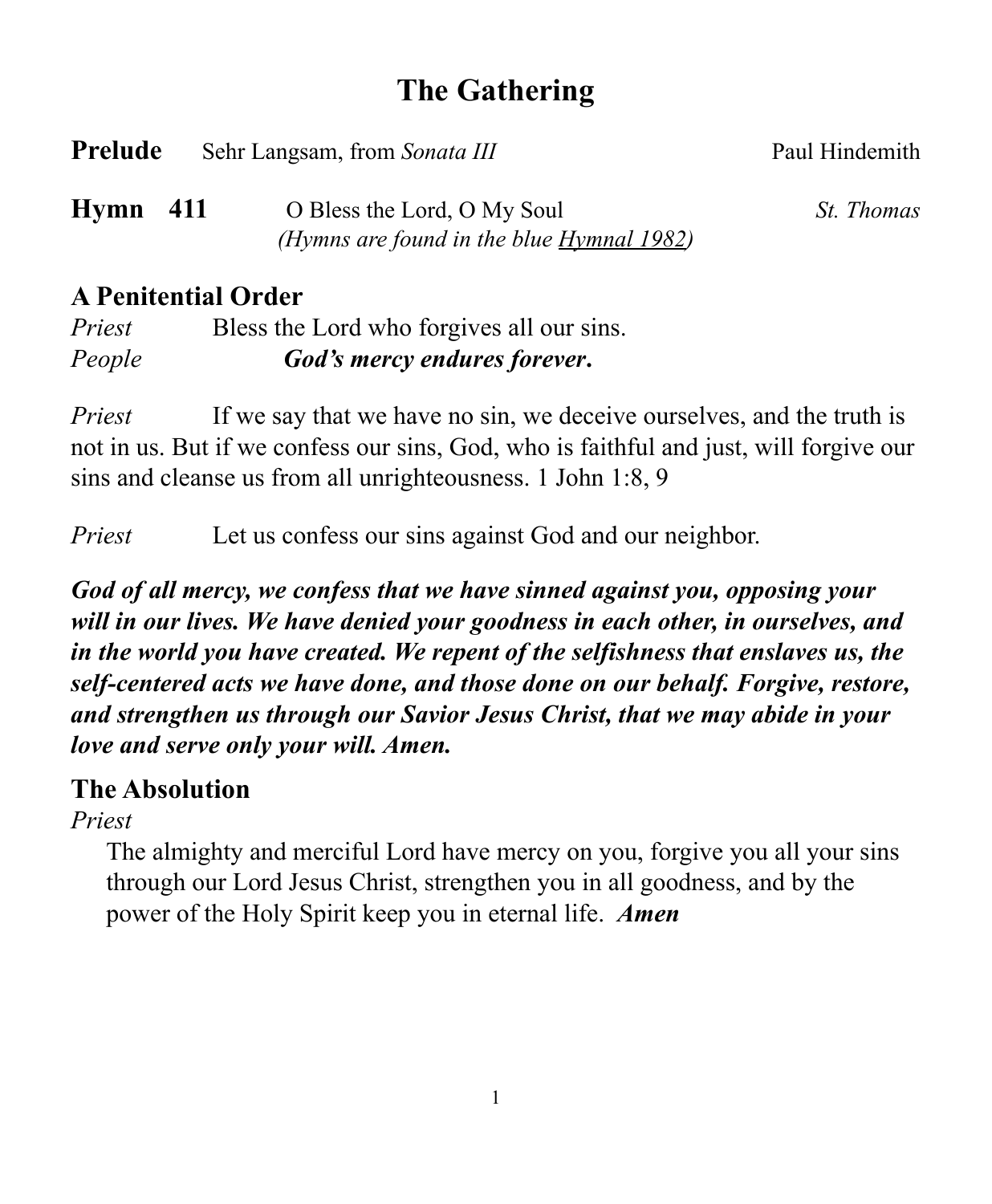# The Gathering

**Prelude** Sehr Langsam, from *Sonata III* Paul Hindemith

**Hymn 411** O Bless the Lord, O My Soul *St. Thomas*
*(Hymns are found in the blue Hymnal 1982)*

## A Penitential Order

*Priest* Bless the Lord who forgives all our sins.
*People* ***God's mercy endures forever.***

*Priest* If we say that we have no sin, we deceive ourselves, and the truth is not in us. But if we confess our sins, God, who is faithful and just, will forgive our sins and cleanse us from all unrighteousness. 1 John 1:8, 9

*Priest* Let us confess our sins against God and our neighbor.

***God of all mercy, we confess that we have sinned against you, opposing your will in our lives. We have denied your goodness in each other, in ourselves, and in the world you have created. We repent of the selfishness that enslaves us, the self-centered acts we have done, and those done on our behalf. Forgive, restore, and strengthen us through our Savior Jesus Christ, that we may abide in your love and serve only your will. Amen.***

## The Absolution

*Priest*
The almighty and merciful Lord have mercy on you, forgive you all your sins through our Lord Jesus Christ, strengthen you in all goodness, and by the power of the Holy Spirit keep you in eternal life. ***Amen***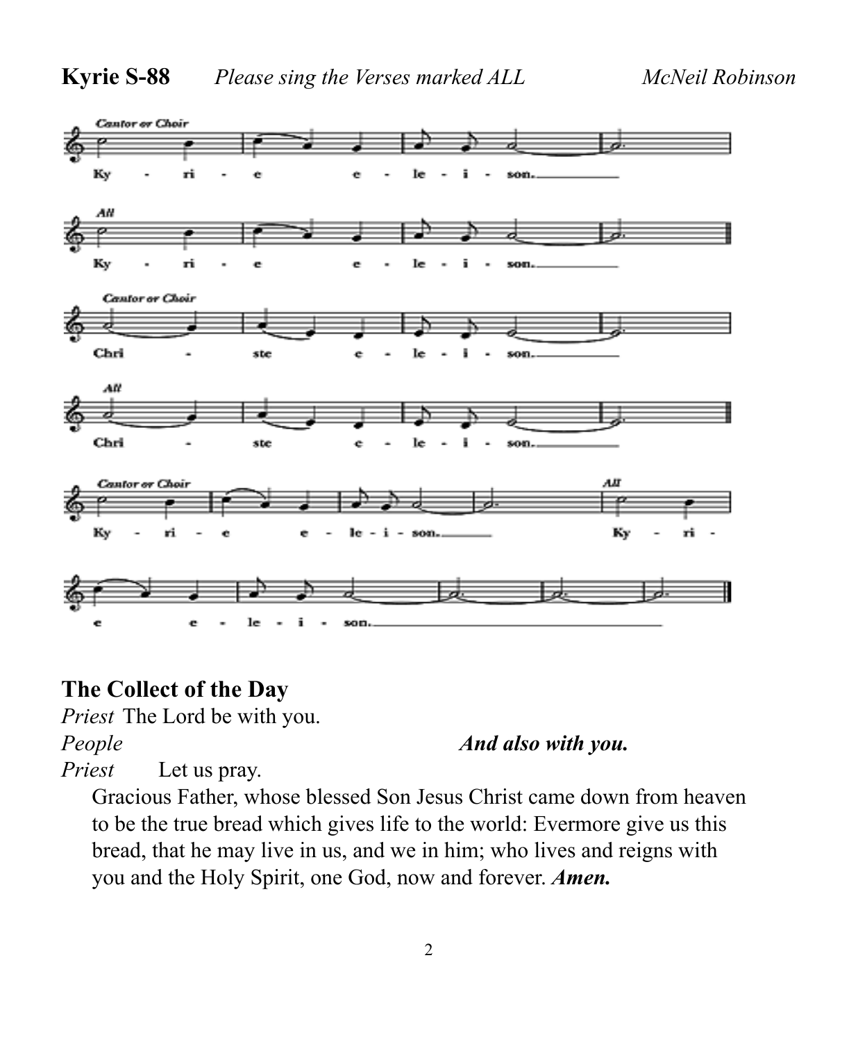**Kyrie S-88** *Please sing the Verses marked ALL* *McNeil Robinson*

*Cantor or Choir*

Ky - ri - e e - le - i - son.

*All*

Ky - ri - e e - le - i - son.

*Cantor or Choir*

Chri - ste e - le - i - son.

*All*

Chri - ste e - le - i - son.

*Cantor or Choir*

Ky - ri - e e - le - i - son.

*All*

Ky - ri - e e - le - i - son.

## The Collect of the Day

*Priest* The Lord be with you.

*People* ***And also with you.***

*Priest* Let us pray.

Gracious Father, whose blessed Son Jesus Christ came down from heaven to be the true bread which gives life to the world: Evermore give us this bread, that he may live in us, and we in him; who lives and reigns with you and the Holy Spirit, one God, now and forever. ***Amen.***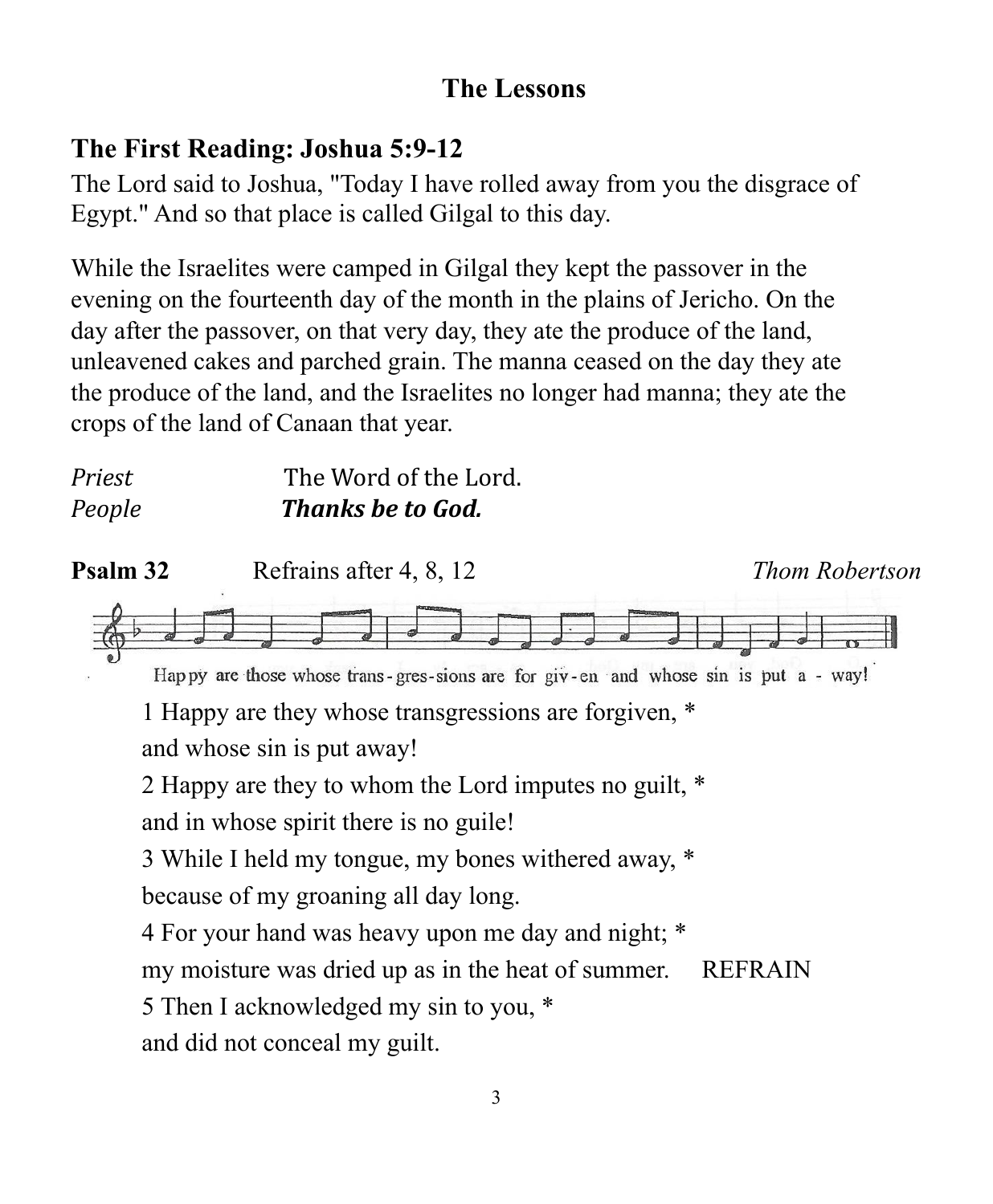## The Lessons

### The First Reading: Joshua 5:9-12

The Lord said to Joshua, "Today I have rolled away from you the disgrace of Egypt." And so that place is called Gilgal to this day.

While the Israelites were camped in Gilgal they kept the passover in the evening on the fourteenth day of the month in the plains of Jericho. On the day after the passover, on that very day, they ate the produce of the land, unleavened cakes and parched grain. The manna ceased on the day they ate the produce of the land, and the Israelites no longer had manna; they ate the crops of the land of Canaan that year.

*Priest* The Word of the Lord.
*People* ***Thanks be to God.***

**Psalm 32** Refrains after 4, 8, 12 *Thom Robertson*

Happy are those whose trans-gres-sions are for giv-en and whose sin is put a - way!

1 Happy are they whose transgressions are forgiven, *
and whose sin is put away!
2 Happy are they to whom the Lord imputes no guilt, *
and in whose spirit there is no guile!
3 While I held my tongue, my bones withered away, *
because of my groaning all day long.
4 For your hand was heavy upon me day and night; *
my moisture was dried up as in the heat of summer. REFRAIN
5 Then I acknowledged my sin to you, *
and did not conceal my guilt.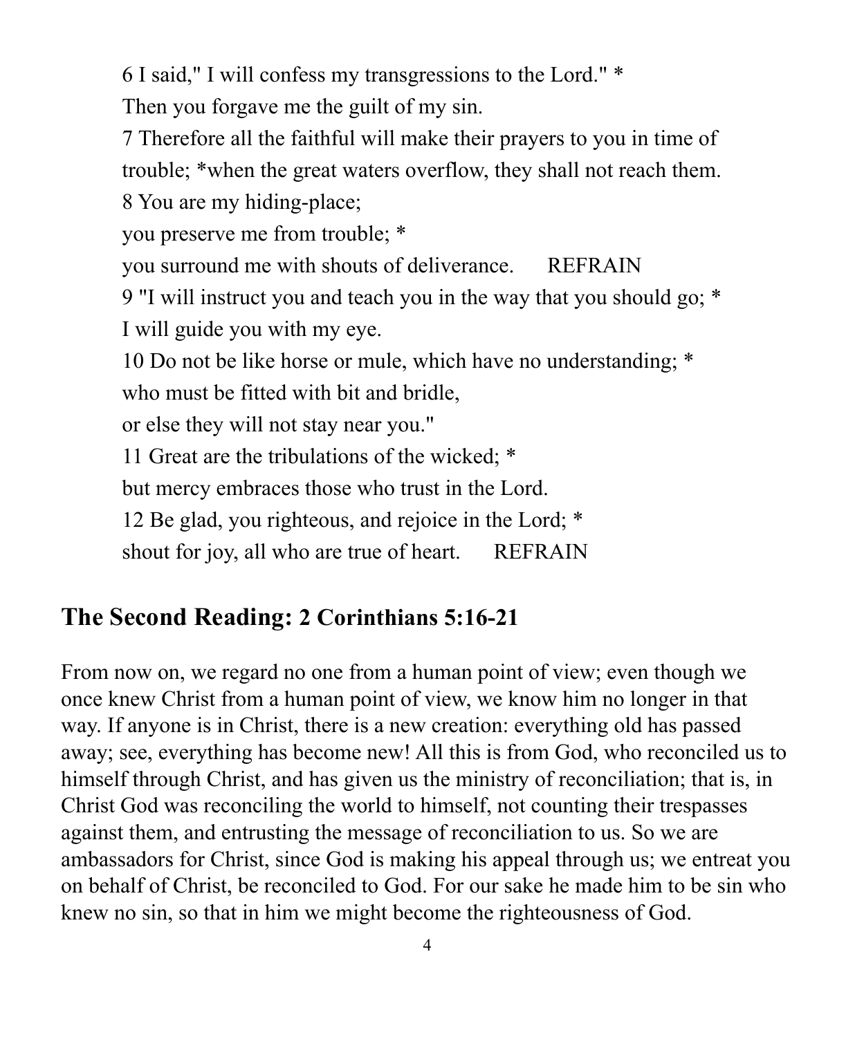6 I said," I will confess my transgressions to the Lord." *
Then you forgave me the guilt of my sin.
7 Therefore all the faithful will make their prayers to you in time of trouble; *when the great waters overflow, they shall not reach them.
8 You are my hiding-place;
you preserve me from trouble; *
you surround me with shouts of deliverance.      REFRAIN
9 "I will instruct you and teach you in the way that you should go; *
I will guide you with my eye.
10 Do not be like horse or mule, which have no understanding; *
who must be fitted with bit and bridle,
or else they will not stay near you."
11 Great are the tribulations of the wicked; *
but mercy embraces those who trust in the Lord.
12 Be glad, you righteous, and rejoice in the Lord; *
shout for joy, all who are true of heart.      REFRAIN

## The Second Reading: 2 Corinthians 5:16-21

From now on, we regard no one from a human point of view; even though we once knew Christ from a human point of view, we know him no longer in that way. If anyone is in Christ, there is a new creation: everything old has passed away; see, everything has become new! All this is from God, who reconciled us to himself through Christ, and has given us the ministry of reconciliation; that is, in Christ God was reconciling the world to himself, not counting their trespasses against them, and entrusting the message of reconciliation to us. So we are ambassadors for Christ, since God is making his appeal through us; we entreat you on behalf of Christ, be reconciled to God. For our sake he made him to be sin who knew no sin, so that in him we might become the righteousness of God.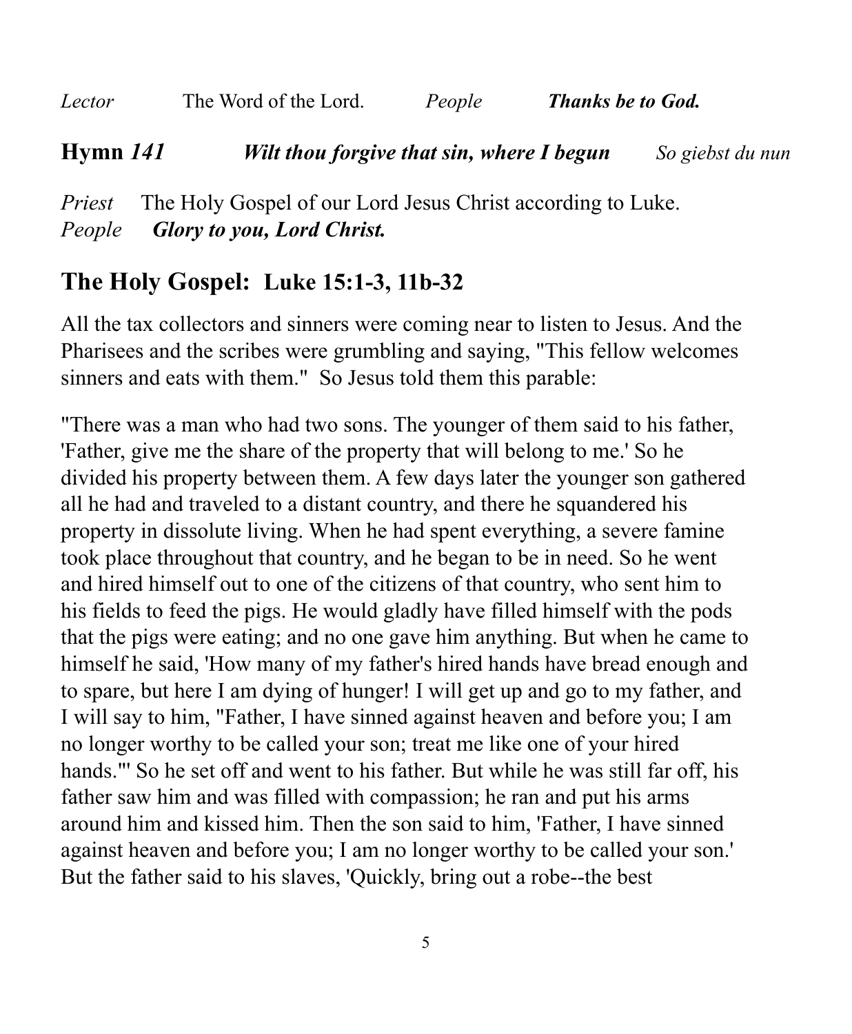*Lector* The Word of the Lord. *People* ***Thanks be to God.***

**Hymn** ***141*** ***Wilt thou forgive that sin, where I begun*** *So giebst du nun*

*Priest* The Holy Gospel of our Lord Jesus Christ according to Luke.
*People* ***Glory to you, Lord Christ.***

## The Holy Gospel: Luke 15:1-3, 11b-32

All the tax collectors and sinners were coming near to listen to Jesus. And the Pharisees and the scribes were grumbling and saying, "This fellow welcomes sinners and eats with them." So Jesus told them this parable:

"There was a man who had two sons. The younger of them said to his father, 'Father, give me the share of the property that will belong to me.' So he divided his property between them. A few days later the younger son gathered all he had and traveled to a distant country, and there he squandered his property in dissolute living. When he had spent everything, a severe famine took place throughout that country, and he began to be in need. So he went and hired himself out to one of the citizens of that country, who sent him to his fields to feed the pigs. He would gladly have filled himself with the pods that the pigs were eating; and no one gave him anything. But when he came to himself he said, 'How many of my father's hired hands have bread enough and to spare, but here I am dying of hunger! I will get up and go to my father, and I will say to him, "Father, I have sinned against heaven and before you; I am no longer worthy to be called your son; treat me like one of your hired hands."' So he set off and went to his father. But while he was still far off, his father saw him and was filled with compassion; he ran and put his arms around him and kissed him. Then the son said to him, 'Father, I have sinned against heaven and before you; I am no longer worthy to be called your son.' But the father said to his slaves, 'Quickly, bring out a robe--the best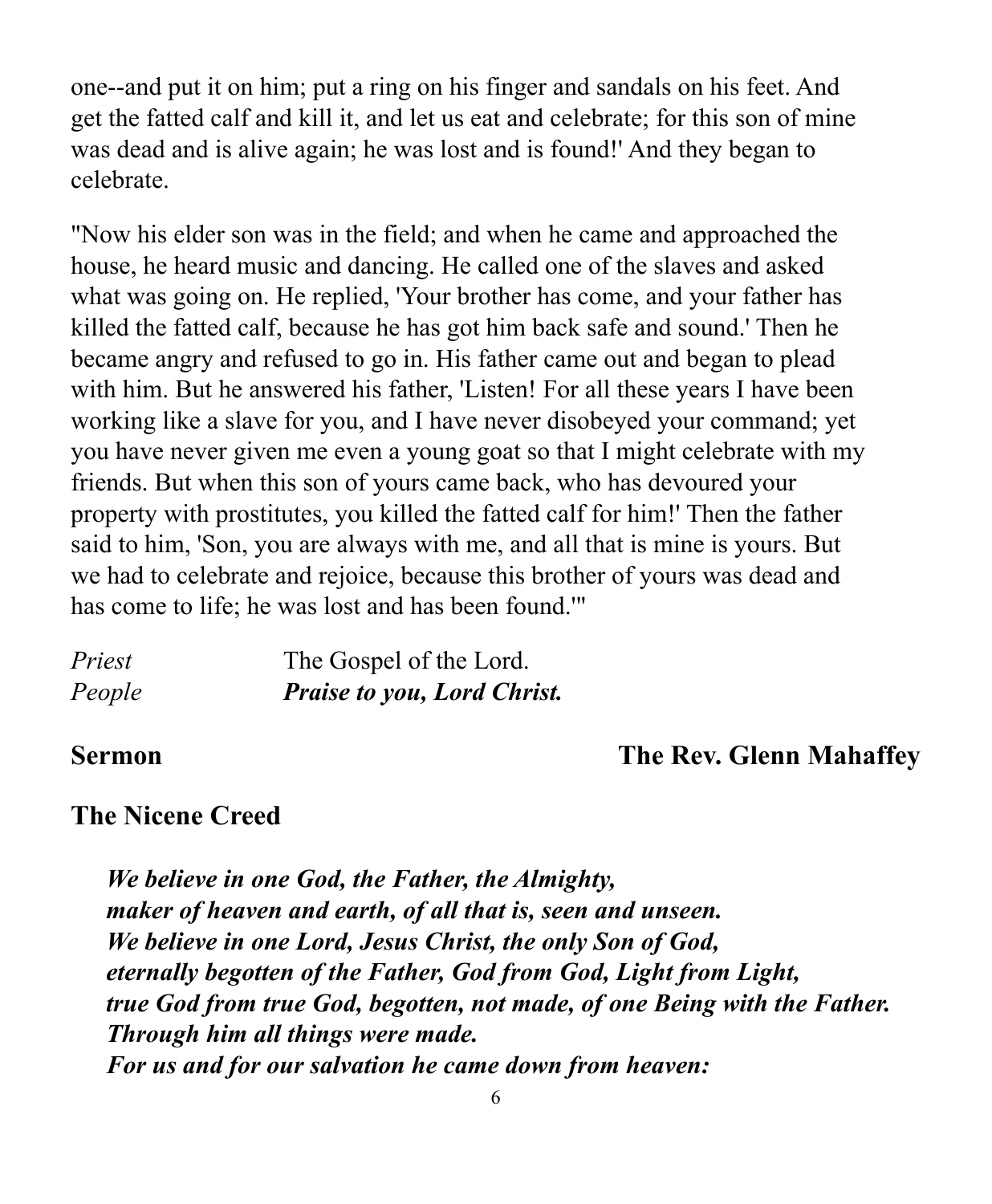one--and put it on him; put a ring on his finger and sandals on his feet. And get the fatted calf and kill it, and let us eat and celebrate; for this son of mine was dead and is alive again; he was lost and is found!' And they began to celebrate.

"Now his elder son was in the field; and when he came and approached the house, he heard music and dancing. He called one of the slaves and asked what was going on. He replied, 'Your brother has come, and your father has killed the fatted calf, because he has got him back safe and sound.' Then he became angry and refused to go in. His father came out and began to plead with him. But he answered his father, 'Listen! For all these years I have been working like a slave for you, and I have never disobeyed your command; yet you have never given me even a young goat so that I might celebrate with my friends. But when this son of yours came back, who has devoured your property with prostitutes, you killed the fatted calf for him!' Then the father said to him, 'Son, you are always with me, and all that is mine is yours. But we had to celebrate and rejoice, because this brother of yours was dead and has come to life; he was lost and has been found.'"

*Priest* The Gospel of the Lord.
*People* ***Praise to you, Lord Christ.***

**Sermon** **The Rev. Glenn Mahaffey**

## The Nicene Creed

***We believe in one God, the Father, the Almighty,***
***maker of heaven and earth, of all that is, seen and unseen.***
***We believe in one Lord, Jesus Christ, the only Son of God,***
***eternally begotten of the Father, God from God, Light from Light,***
***true God from true God, begotten, not made, of one Being with the Father.***
***Through him all things were made.***
***For us and for our salvation he came down from heaven:***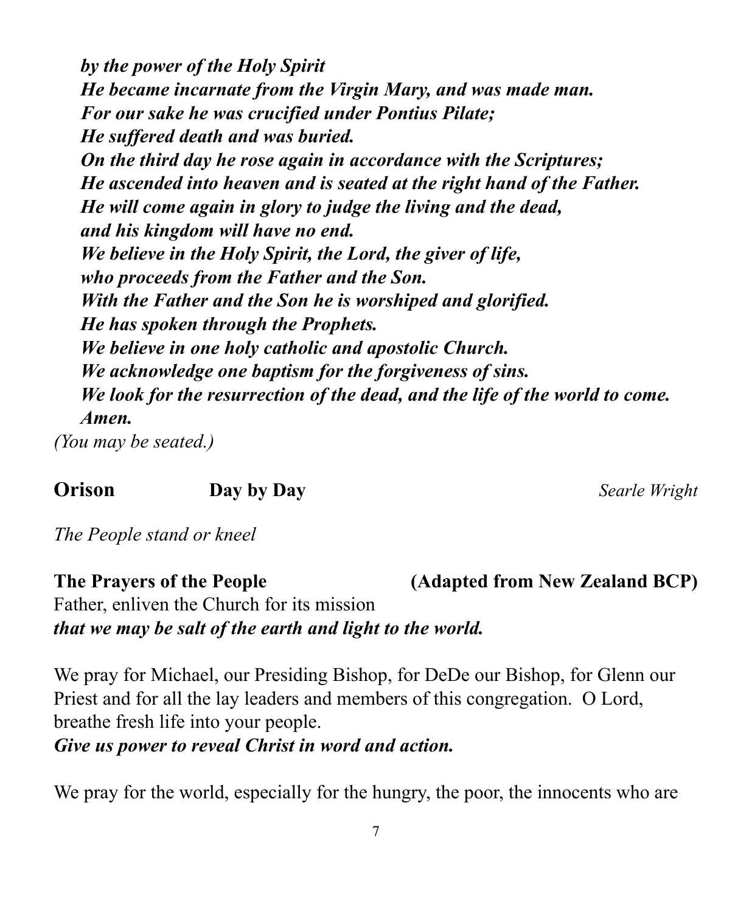*by the power of the Holy Spirit*
*He became incarnate from the Virgin Mary, and was made man.*
*For our sake he was crucified under Pontius Pilate;*
*He suffered death and was buried.*
*On the third day he rose again in accordance with the Scriptures;*
*He ascended into heaven and is seated at the right hand of the Father.*
*He will come again in glory to judge the living and the dead,*
*and his kingdom will have no end.*
*We believe in the Holy Spirit, the Lord, the giver of life,*
*who proceeds from the Father and the Son.*
*With the Father and the Son he is worshiped and glorified.*
*He has spoken through the Prophets.*
*We believe in one holy catholic and apostolic Church.*
*We acknowledge one baptism for the forgiveness of sins.*
*We look for the resurrection of the dead, and the life of the world to come.*
*Amen.*

*(You may be seated.)*

**Orison** **Day by Day** *Searle Wright*

*The People stand or kneel*

**The Prayers of the People** **(Adapted from New Zealand BCP)**

Father, enliven the Church for its mission
***that we may be salt of the earth and light to the world.***

We pray for Michael, our Presiding Bishop, for DeDe our Bishop, for Glenn our Priest and for all the lay leaders and members of this congregation. O Lord, breathe fresh life into your people.
***Give us power to reveal Christ in word and action.***

We pray for the world, especially for the hungry, the poor, the innocents who are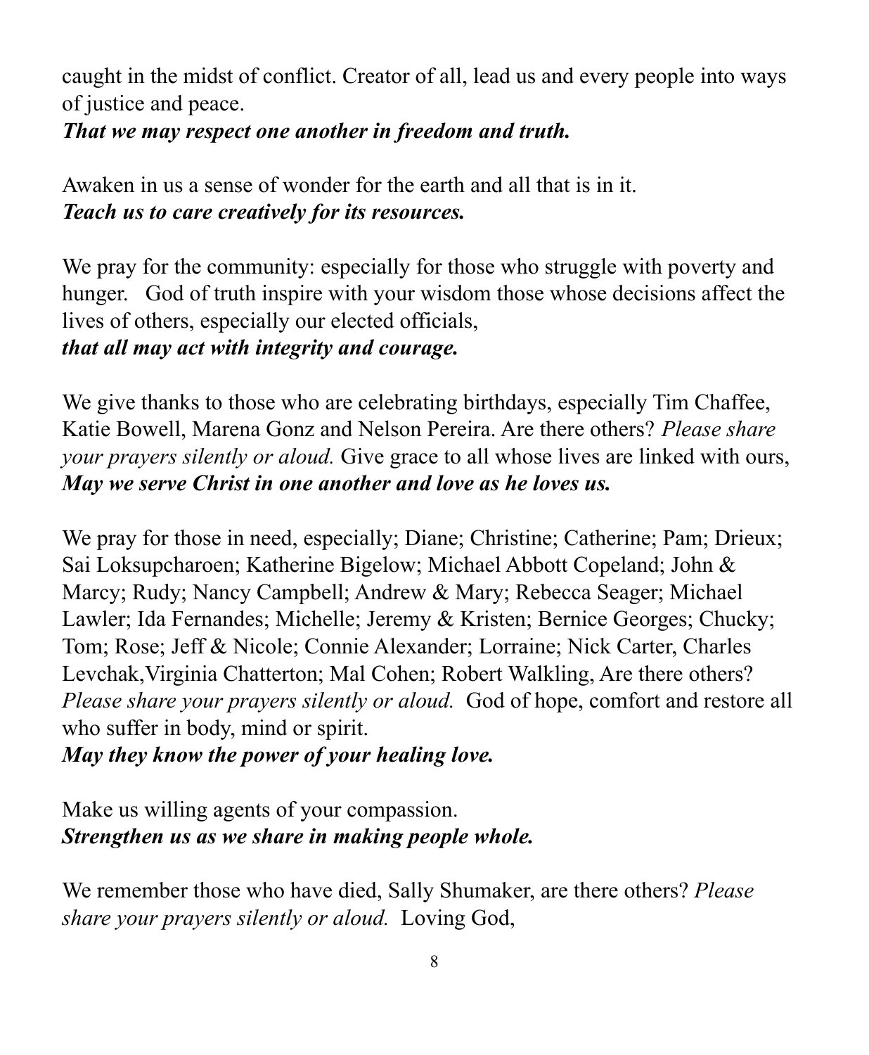caught in the midst of conflict. Creator of all, lead us and every people into ways of justice and peace.
***That we may respect one another in freedom and truth.***

Awaken in us a sense of wonder for the earth and all that is in it.
***Teach us to care creatively for its resources.***

We pray for the community: especially for those who struggle with poverty and hunger.   God of truth inspire with your wisdom those whose decisions affect the lives of others, especially our elected officials,
***that all may act with integrity and courage.***

We give thanks to those who are celebrating birthdays, especially Tim Chaffee, Katie Bowell, Marena Gonz and Nelson Pereira. Are there others? *Please share your prayers silently or aloud.* Give grace to all whose lives are linked with ours,
***May we serve Christ in one another and love as he loves us.***

We pray for those in need, especially; Diane; Christine; Catherine; Pam; Drieux; Sai Loksupcharoen; Katherine Bigelow; Michael Abbott Copeland; John & Marcy; Rudy; Nancy Campbell; Andrew & Mary; Rebecca Seager; Michael Lawler; Ida Fernandes; Michelle; Jeremy & Kristen; Bernice Georges; Chucky; Tom; Rose; Jeff & Nicole; Connie Alexander; Lorraine; Nick Carter, Charles Levchak,Virginia Chatterton; Mal Cohen; Robert Walkling, Are there others? *Please share your prayers silently or aloud.*  God of hope, comfort and restore all who suffer in body, mind or spirit.
***May they know the power of your healing love.***

Make us willing agents of your compassion.
***Strengthen us as we share in making people whole.***

We remember those who have died, Sally Shumaker, are there others? *Please share your prayers silently or aloud.*  Loving God,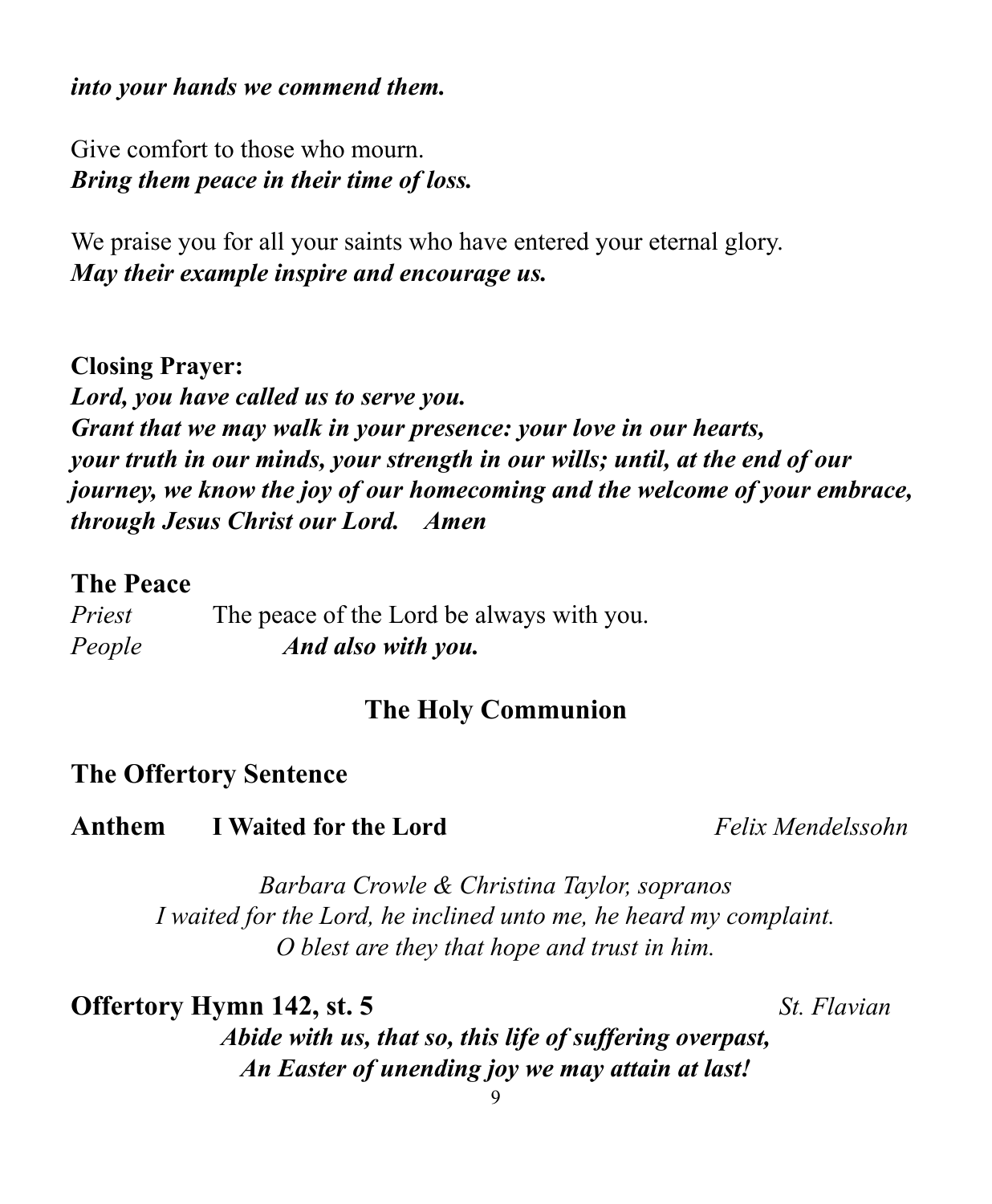***into your hands we commend them.***

Give comfort to those who mourn.
***Bring them peace in their time of loss.***

We praise you for all your saints who have entered your eternal glory.
***May their example inspire and encourage us.***

**Closing Prayer:**
***Lord, you have called us to serve you.***
***Grant that we may walk in your presence: your love in our hearts,***
***your truth in our minds, your strength in our wills; until, at the end of our journey, we know the joy of our homecoming and the welcome of your embrace, through Jesus Christ our Lord. Amen***

## The Peace

*Priest* The peace of the Lord be always with you.
*People* ***And also with you.***

## The Holy Communion

## The Offertory Sentence

**Anthem I Waited for the Lord** *Felix Mendelssohn*

*Barbara Crowle & Christina Taylor, sopranos*
*I waited for the Lord, he inclined unto me, he heard my complaint.*
*O blest are they that hope and trust in him.*

**Offertory Hymn 142, st. 5** *St. Flavian*

***Abide with us, that so, this life of suffering overpast,***
***An Easter of unending joy we may attain at last!***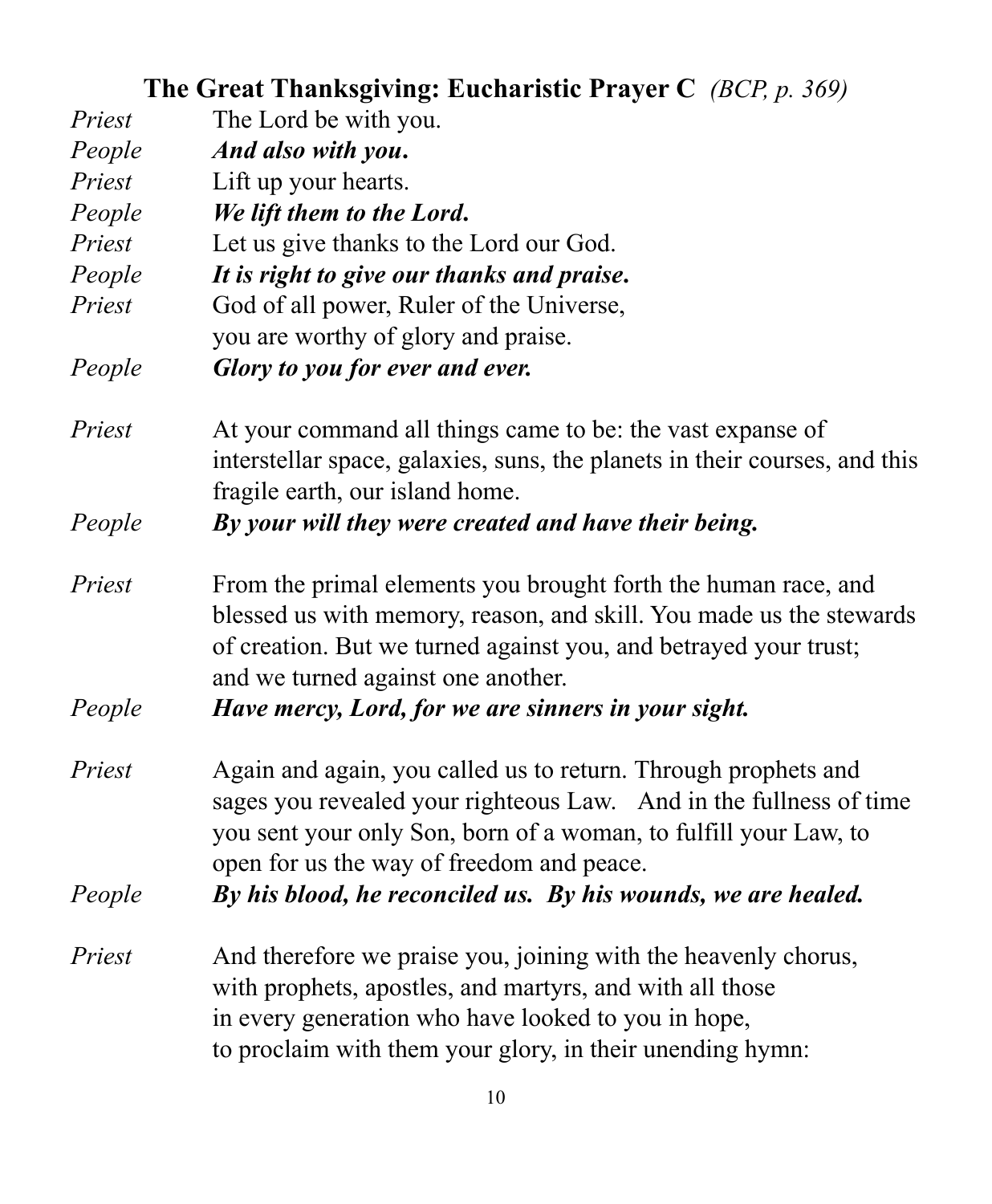## The Great Thanksgiving: Eucharistic Prayer C *(BCP, p. 369)*

*Priest* The Lord be with you.
*People* ***And also with you.***
*Priest* Lift up your hearts.
*People* ***We lift them to the Lord.***
*Priest* Let us give thanks to the Lord our God.
*People* ***It is right to give our thanks and praise.***
*Priest* God of all power, Ruler of the Universe,
you are worthy of glory and praise.
*People* ***Glory to you for ever and ever.***

*Priest* At your command all things came to be: the vast expanse of interstellar space, galaxies, suns, the planets in their courses, and this fragile earth, our island home.
*People* ***By your will they were created and have their being.***

*Priest* From the primal elements you brought forth the human race, and blessed us with memory, reason, and skill. You made us the stewards of creation. But we turned against you, and betrayed your trust; and we turned against one another.
*People* ***Have mercy, Lord, for we are sinners in your sight.***

*Priest* Again and again, you called us to return. Through prophets and sages you revealed your righteous Law. And in the fullness of time you sent your only Son, born of a woman, to fulfill your Law, to open for us the way of freedom and peace.
*People* ***By his blood, he reconciled us. By his wounds, we are healed.***

*Priest* And therefore we praise you, joining with the heavenly chorus, with prophets, apostles, and martyrs, and with all those in every generation who have looked to you in hope, to proclaim with them your glory, in their unending hymn: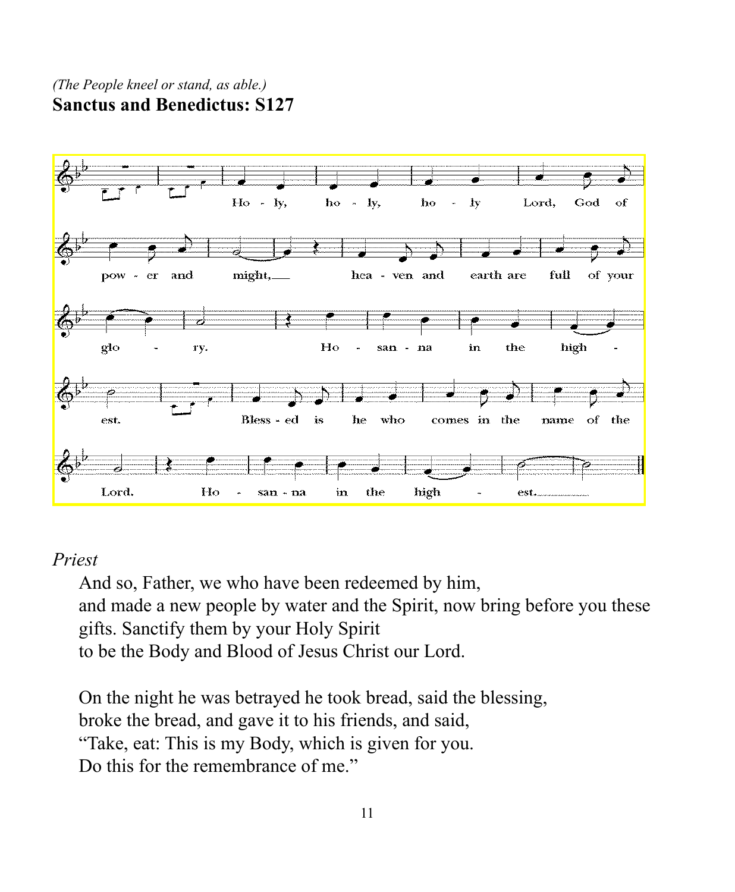*(The People kneel or stand, as able.)*

**Sanctus and Benedictus: S127**

*Priest*

And so, Father, we who have been redeemed by him,
and made a new people by water and the Spirit, now bring before you these gifts. Sanctify them by your Holy Spirit
to be the Body and Blood of Jesus Christ our Lord.

On the night he was betrayed he took bread, said the blessing,
broke the bread, and gave it to his friends, and said,
"Take, eat: This is my Body, which is given for you.
Do this for the remembrance of me."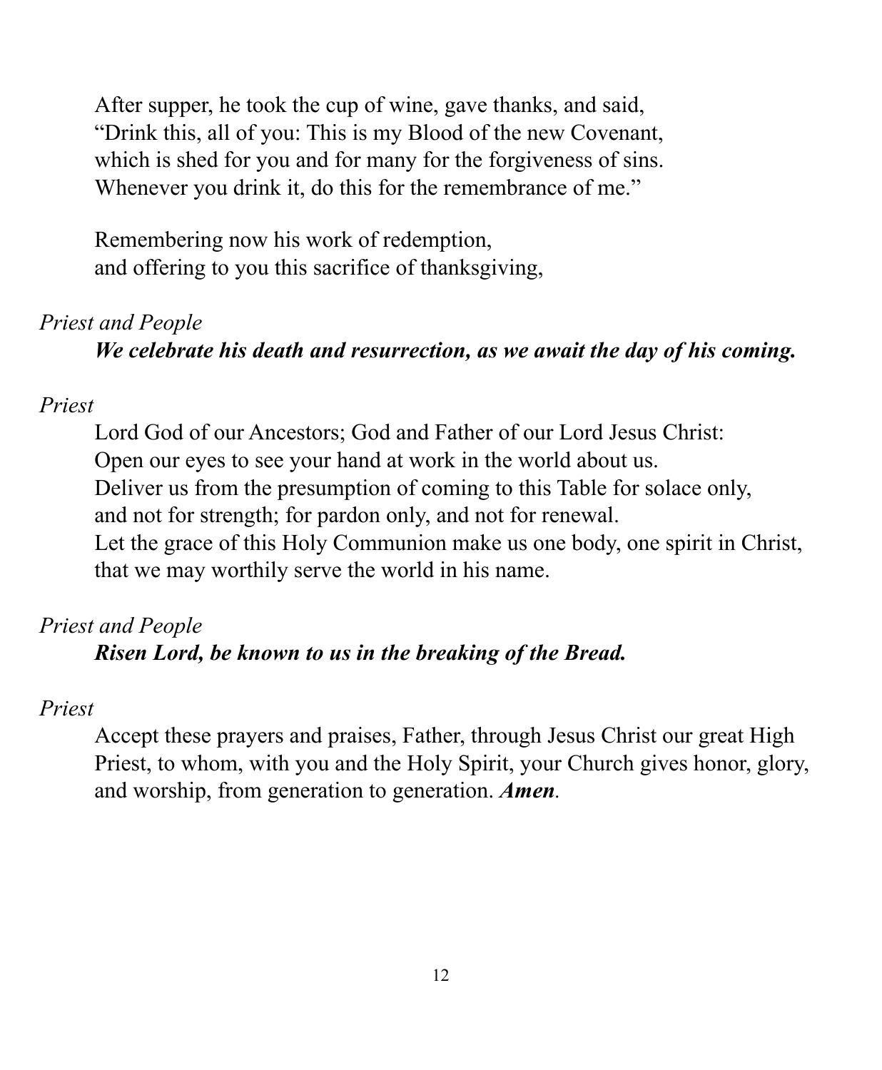After supper, he took the cup of wine, gave thanks, and said,
"Drink this, all of you: This is my Blood of the new Covenant,
which is shed for you and for many for the forgiveness of sins.
Whenever you drink it, do this for the remembrance of me."

Remembering now his work of redemption,
and offering to you this sacrifice of thanksgiving,

*Priest and People*

***We celebrate his death and resurrection, as we await the day of his coming.***

*Priest*

Lord God of our Ancestors; God and Father of our Lord Jesus Christ:
Open our eyes to see your hand at work in the world about us.
Deliver us from the presumption of coming to this Table for solace only,
and not for strength; for pardon only, and not for renewal.
Let the grace of this Holy Communion make us one body, one spirit in Christ,
that we may worthily serve the world in his name.

*Priest and People*

***Risen Lord, be known to us in the breaking of the Bread.***

*Priest*

Accept these prayers and praises, Father, through Jesus Christ our great High Priest, to whom, with you and the Holy Spirit, your Church gives honor, glory, and worship, from generation to generation. ***Amen***.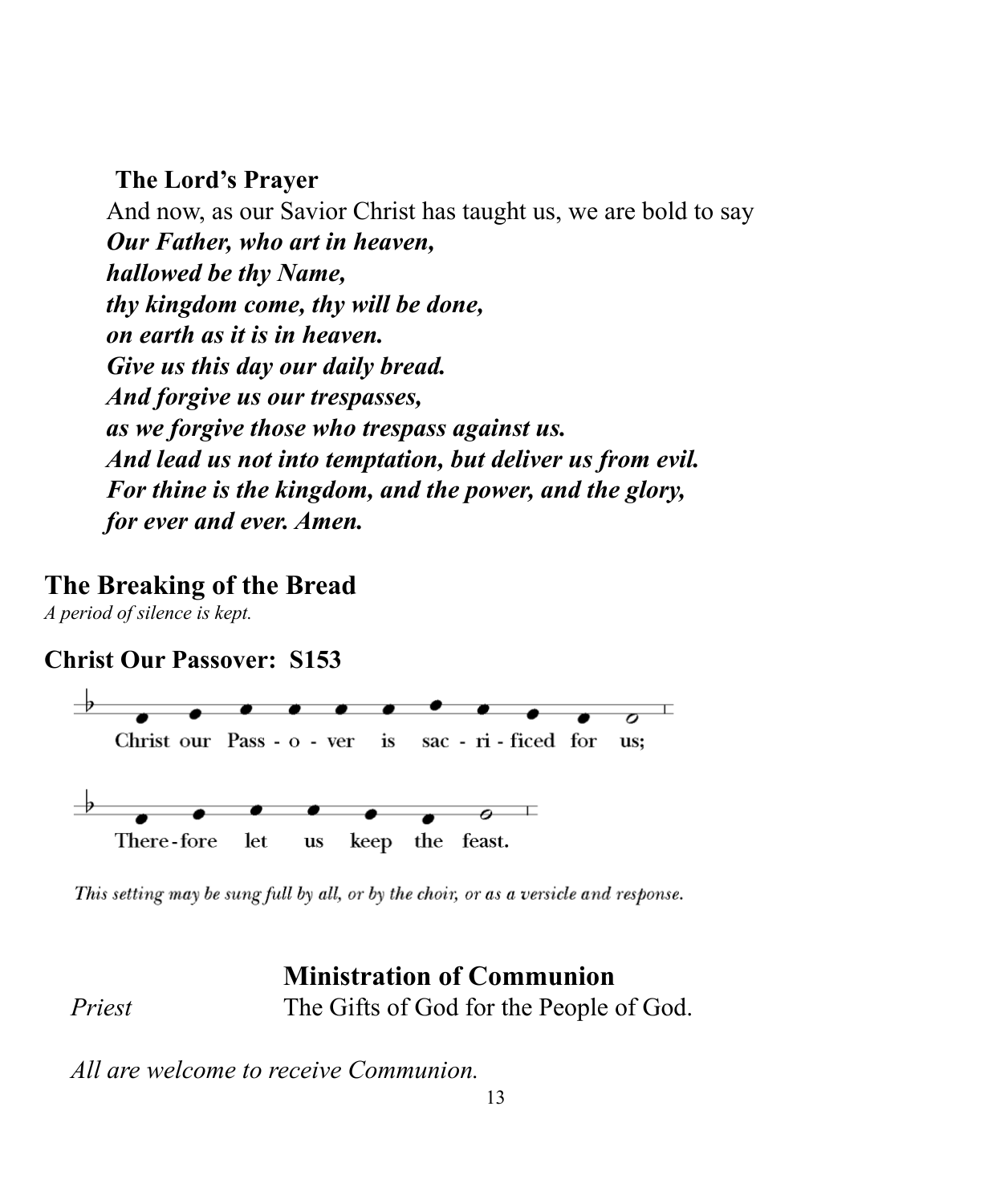### The Lord's Prayer

And now, as our Savior Christ has taught us, we are bold to say

***Our Father, who art in heaven,***
***hallowed be thy Name,***
***thy kingdom come, thy will be done,***
***on earth as it is in heaven.***
***Give us this day our daily bread.***
***And forgive us our trespasses,***
***as we forgive those who trespass against us.***
***And lead us not into temptation, but deliver us from evil.***
***For thine is the kingdom, and the power, and the glory,***
***for ever and ever. Amen.***

## The Breaking of the Bread

*A period of silence is kept.*

### Christ Our Passover: S153

Christ our Pass - o - ver is sac - ri - ficed for us;

There - fore let us keep the feast.

*This setting may be sung full by all, or by the choir, or as a versicle and response.*

### Ministration of Communion

*Priest* The Gifts of God for the People of God.

*All are welcome to receive Communion.*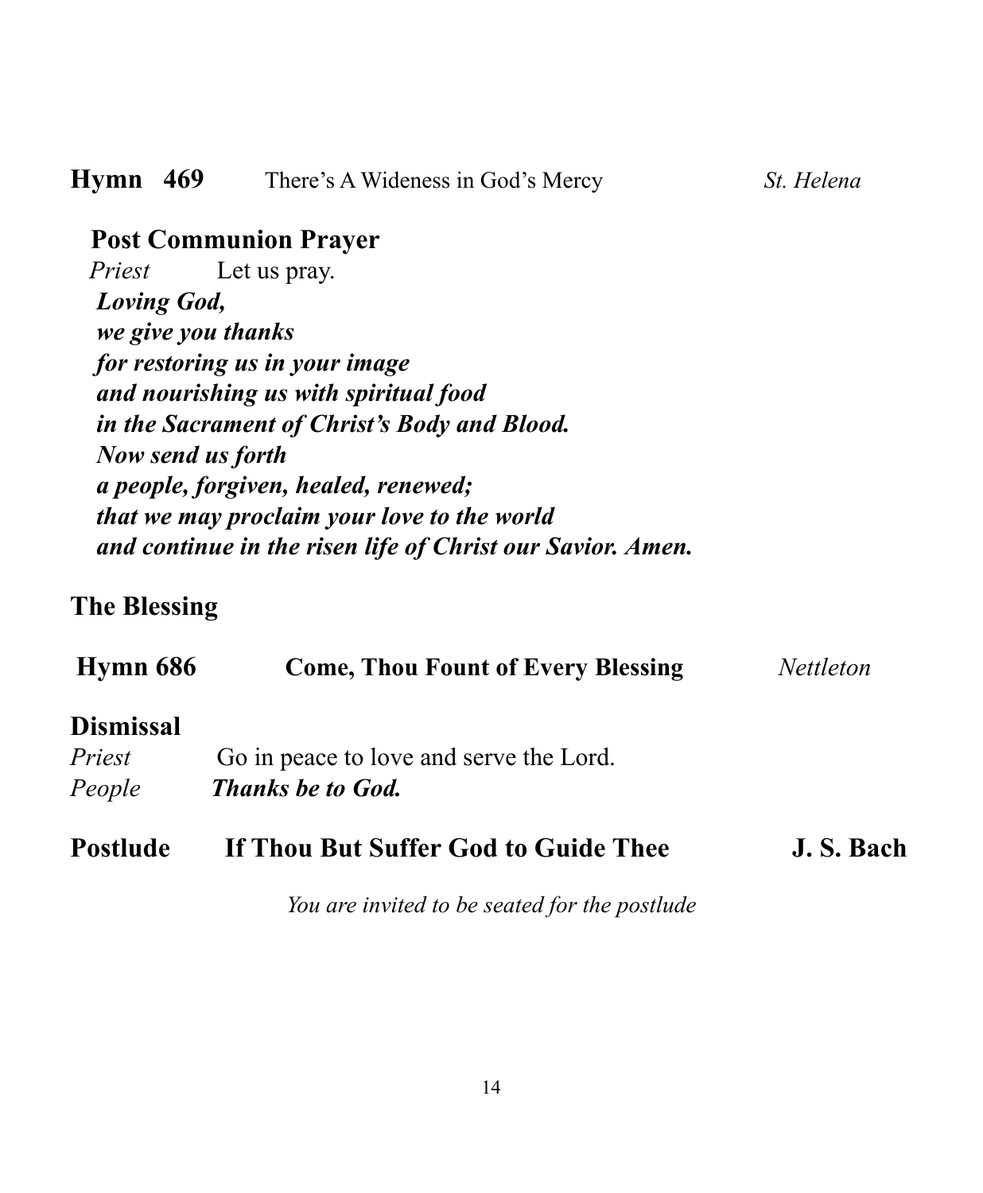**Hymn 469** There's A Wideness in God's Mercy *St. Helena*

**Post Communion Prayer**

*Priest* Let us pray.

***Loving God,***
***we give you thanks***
***for restoring us in your image***
***and nourishing us with spiritual food***
***in the Sacrament of Christ's Body and Blood.***
***Now send us forth***
***a people, forgiven, healed, renewed;***
***that we may proclaim your love to the world***
***and continue in the risen life of Christ our Savior. Amen.***

**The Blessing**

**Hymn 686** **Come, Thou Fount of Every Blessing** *Nettleton*

**Dismissal**

*Priest* Go in peace to love and serve the Lord.
*People* ***Thanks be to God.***

**Postlude** **If Thou But Suffer God to Guide Thee** **J. S. Bach**

*You are invited to be seated for the postlude*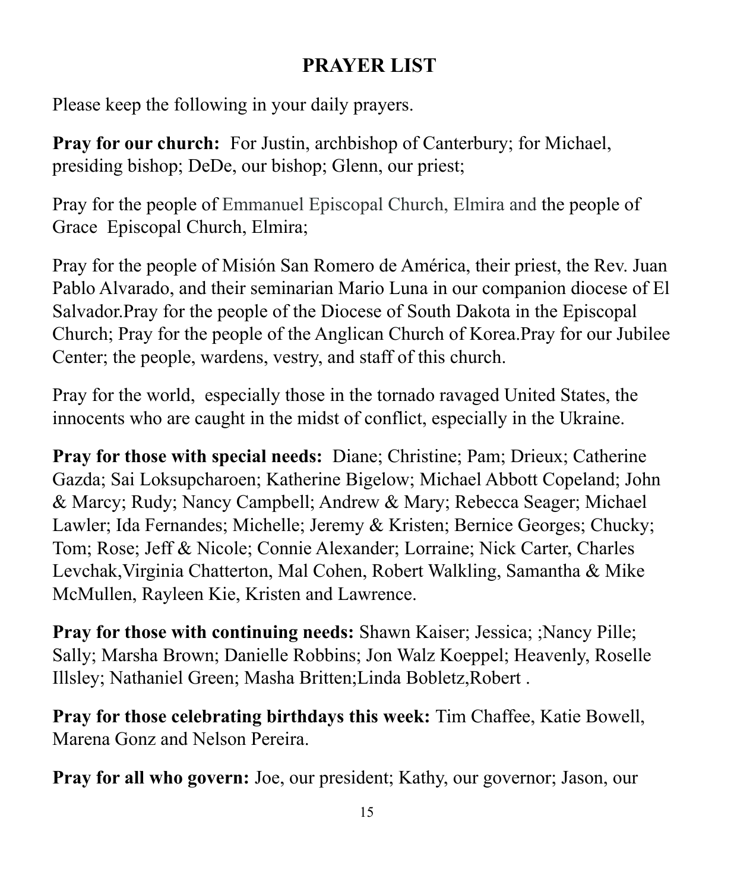# PRAYER LIST

Please keep the following in your daily prayers.

**Pray for our church:** For Justin, archbishop of Canterbury; for Michael, presiding bishop; DeDe, our bishop; Glenn, our priest;

Pray for the people of Emmanuel Episcopal Church, Elmira and the people of Grace Episcopal Church, Elmira;

Pray for the people of Misión San Romero de América, their priest, the Rev. Juan Pablo Alvarado, and their seminarian Mario Luna in our companion diocese of El Salvador.Pray for the people of the Diocese of South Dakota in the Episcopal Church; Pray for the people of the Anglican Church of Korea.Pray for our Jubilee Center; the people, wardens, vestry, and staff of this church.

Pray for the world, especially those in the tornado ravaged United States, the innocents who are caught in the midst of conflict, especially in the Ukraine.

**Pray for those with special needs:** Diane; Christine; Pam; Drieux; Catherine Gazda; Sai Loksupcharoen; Katherine Bigelow; Michael Abbott Copeland; John & Marcy; Rudy; Nancy Campbell; Andrew & Mary; Rebecca Seager; Michael Lawler; Ida Fernandes; Michelle; Jeremy & Kristen; Bernice Georges; Chucky; Tom; Rose; Jeff & Nicole; Connie Alexander; Lorraine; Nick Carter, Charles Levchak,Virginia Chatterton, Mal Cohen, Robert Walkling, Samantha & Mike McMullen, Rayleen Kie, Kristen and Lawrence.

**Pray for those with continuing needs:** Shawn Kaiser; Jessica; ;Nancy Pille; Sally; Marsha Brown; Danielle Robbins; Jon Walz Koeppel; Heavenly, Roselle Illsley; Nathaniel Green; Masha Britten;Linda Bobletz,Robert .

**Pray for those celebrating birthdays this week:** Tim Chaffee, Katie Bowell, Marena Gonz and Nelson Pereira.

**Pray for all who govern:** Joe, our president; Kathy, our governor; Jason, our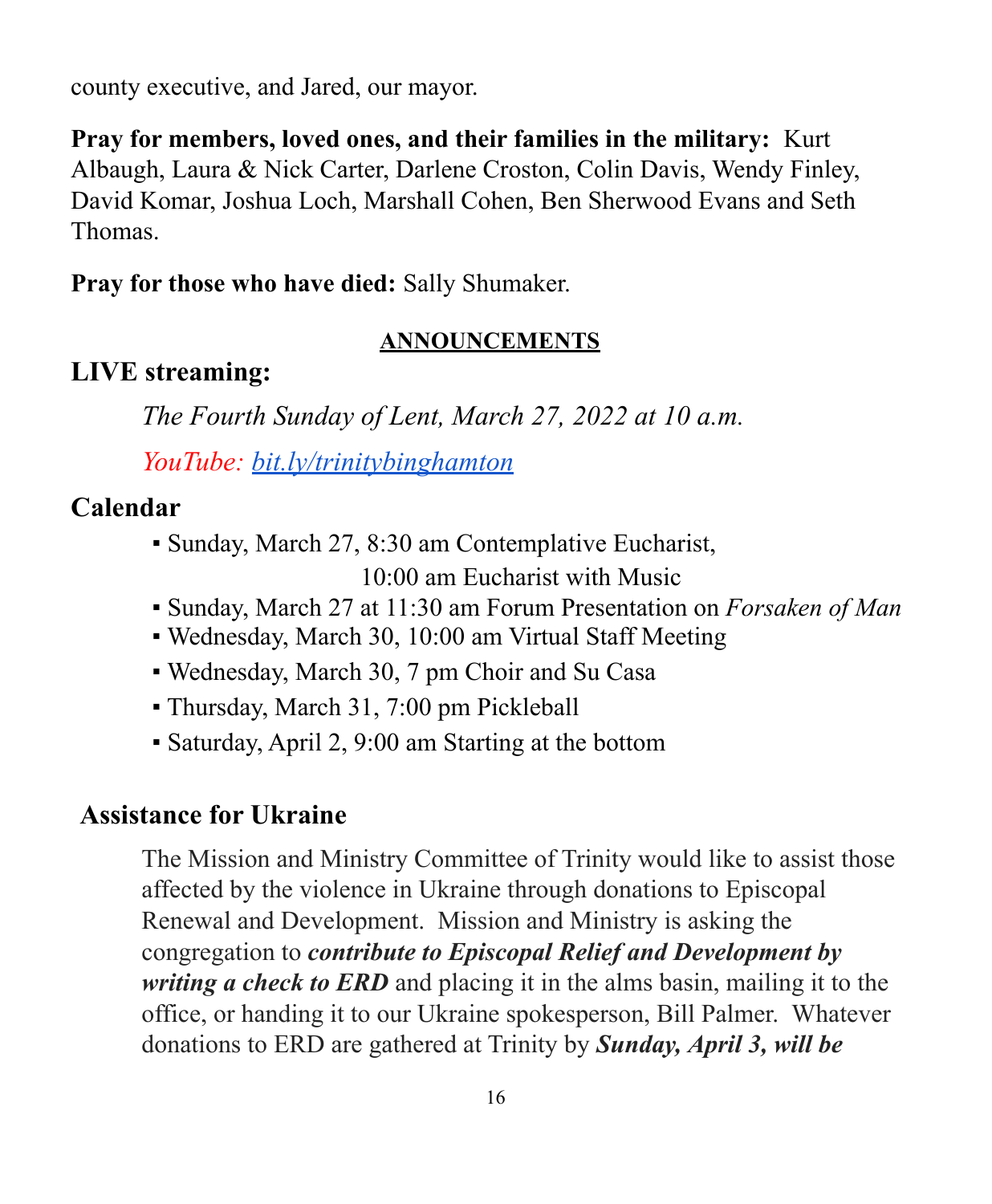county executive, and Jared, our mayor.

**Pray for members, loved ones, and their families in the military:** Kurt Albaugh, Laura & Nick Carter, Darlene Croston, Colin Davis, Wendy Finley, David Komar, Joshua Loch, Marshall Cohen, Ben Sherwood Evans and Seth Thomas.

**Pray for those who have died:** Sally Shumaker.

## ANNOUNCEMENTS

### LIVE streaming:

*The Fourth Sunday of Lent, March 27, 2022 at 10 a.m.*

*YouTube: [bit.ly/trinitybinghamton](bit.ly/trinitybinghamton)*

### Calendar

- Sunday, March 27, 8:30 am Contemplative Eucharist,
  10:00 am Eucharist with Music
- Sunday, March 27 at 11:30 am Forum Presentation on *Forsaken of Man*
- Wednesday, March 30, 10:00 am Virtual Staff Meeting
- Wednesday, March 30, 7 pm Choir and Su Casa
- Thursday, March 31, 7:00 pm Pickleball
- Saturday, April 2, 9:00 am Starting at the bottom

### Assistance for Ukraine

The Mission and Ministry Committee of Trinity would like to assist those affected by the violence in Ukraine through donations to Episcopal Renewal and Development. Mission and Ministry is asking the congregation to ***contribute to Episcopal Relief and Development by writing a check to ERD*** and placing it in the alms basin, mailing it to the office, or handing it to our Ukraine spokesperson, Bill Palmer. Whatever donations to ERD are gathered at Trinity by ***Sunday, April 3, will be***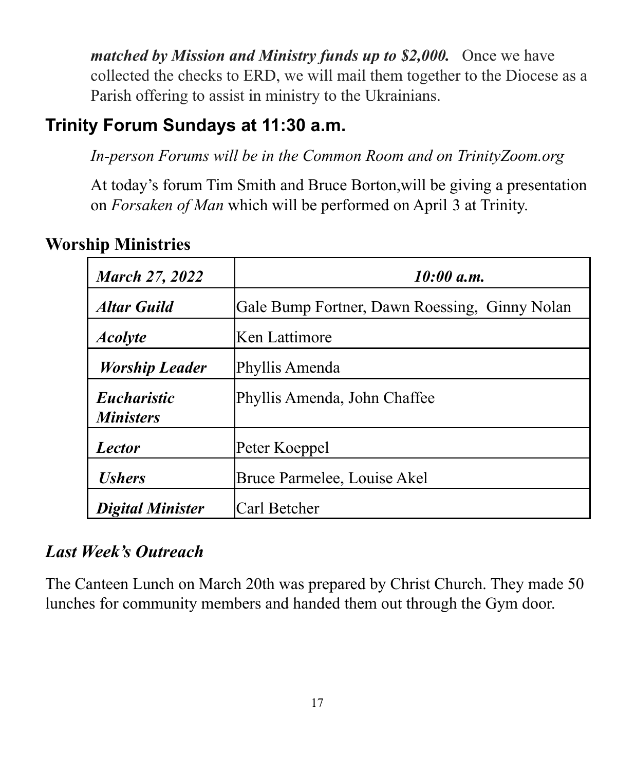***matched by Mission and Ministry funds up to $2,000.*** Once we have collected the checks to ERD, we will mail them together to the Diocese as a Parish offering to assist in ministry to the Ukrainians.

## Trinity Forum Sundays at 11:30 a.m.

*In-person Forums will be in the Common Room and on TrinityZoom.org*

At today's forum Tim Smith and Bruce Borton,will be giving a presentation on *Forsaken of Man* which will be performed on April 3 at Trinity.

## Worship Ministries

| ***March 27, 2022*** | ***10:00 a.m.*** |
|---|---|
| ***Altar Guild*** | Gale Bump Fortner, Dawn Roessing, Ginny Nolan |
| ***Acolyte*** | Ken Lattimore |
| ***Worship Leader*** | Phyllis Amenda |
| ***Eucharistic Ministers*** | Phyllis Amenda, John Chaffee |
| ***Lector*** | Peter Koeppel |
| ***Ushers*** | Bruce Parmelee, Louise Akel |
| ***Digital Minister*** | Carl Betcher |

## *Last Week's Outreach*

The Canteen Lunch on March 20th was prepared by Christ Church. They made 50 lunches for community members and handed them out through the Gym door.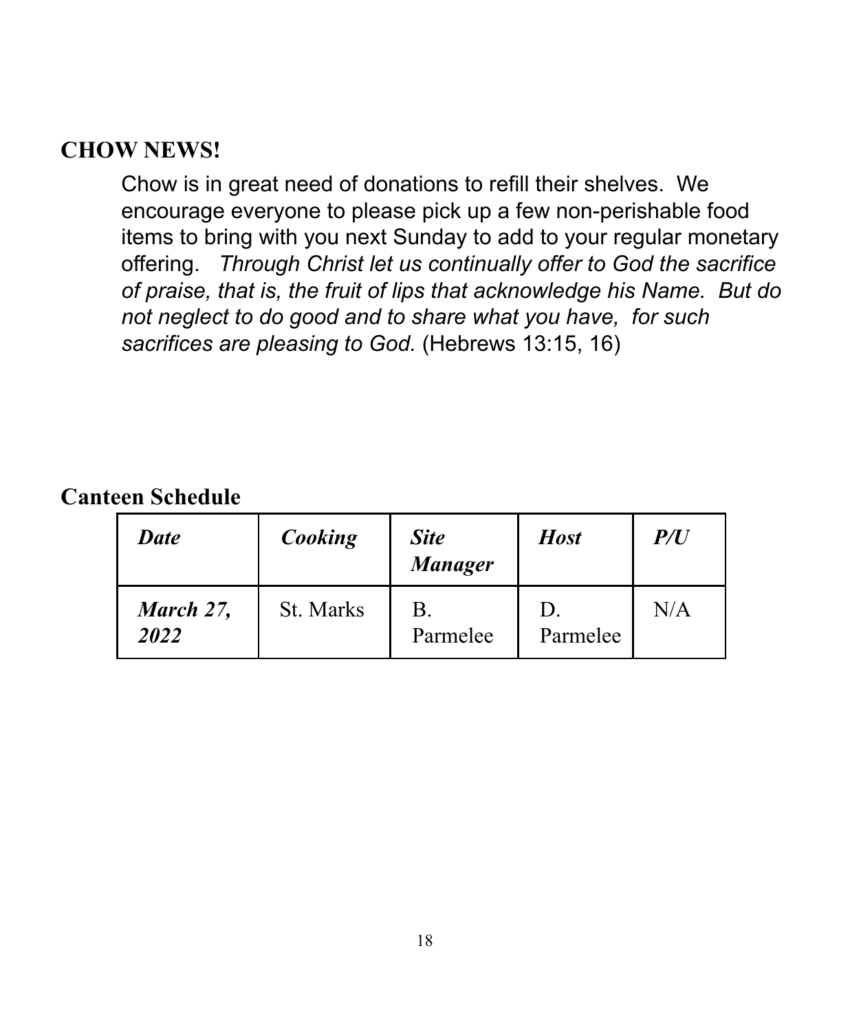## CHOW NEWS!

Chow is in great need of donations to refill their shelves. We encourage everyone to please pick up a few non-perishable food items to bring with you next Sunday to add to your regular monetary offering. *Through Christ let us continually offer to God the sacrifice of praise, that is, the fruit of lips that acknowledge his Name. But do not neglect to do good and to share what you have, for such sacrifices are pleasing to God.* (Hebrews 13:15, 16)

## Canteen Schedule

| ***Date*** | ***Cooking*** | ***Site Manager*** | ***Host*** | ***P/U*** |
|---|---|---|---|---|
| ***March 27, 2022*** | St. Marks | B. Parmelee | D. Parmelee | N/A |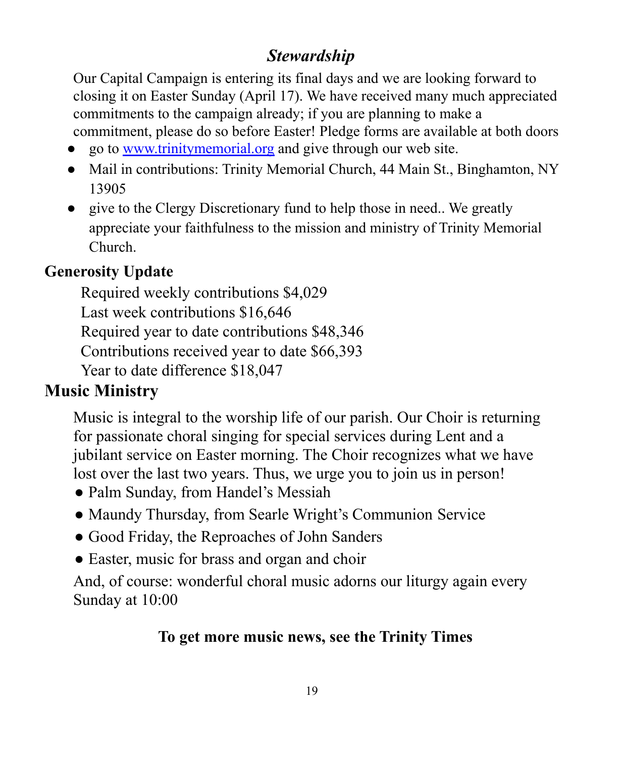## *Stewardship*

Our Capital Campaign is entering its final days and we are looking forward to closing it on Easter Sunday (April 17). We have received many much appreciated commitments to the campaign already; if you are planning to make a commitment, please do so before Easter! Pledge forms are available at both doors

- go to [www.trinitymemorial.org](http://www.trinitymemorial.org) and give through our web site.
- Mail in contributions: Trinity Memorial Church, 44 Main St., Binghamton, NY 13905
- give to the Clergy Discretionary fund to help those in need.. We greatly appreciate your faithfulness to the mission and ministry of Trinity Memorial Church.

### Generosity Update

Required weekly contributions $4,029
Last week contributions $16,646
Required year to date contributions $48,346
Contributions received year to date $66,393
Year to date difference $18,047

## Music Ministry

Music is integral to the worship life of our parish. Our Choir is returning for passionate choral singing for special services during Lent and a jubilant service on Easter morning. The Choir recognizes what we have lost over the last two years. Thus, we urge you to join us in person!

- Palm Sunday, from Handel's Messiah
- Maundy Thursday, from Searle Wright's Communion Service
- Good Friday, the Reproaches of John Sanders
- Easter, music for brass and organ and choir

And, of course: wonderful choral music adorns our liturgy again every Sunday at 10:00

**To get more music news, see the Trinity Times**